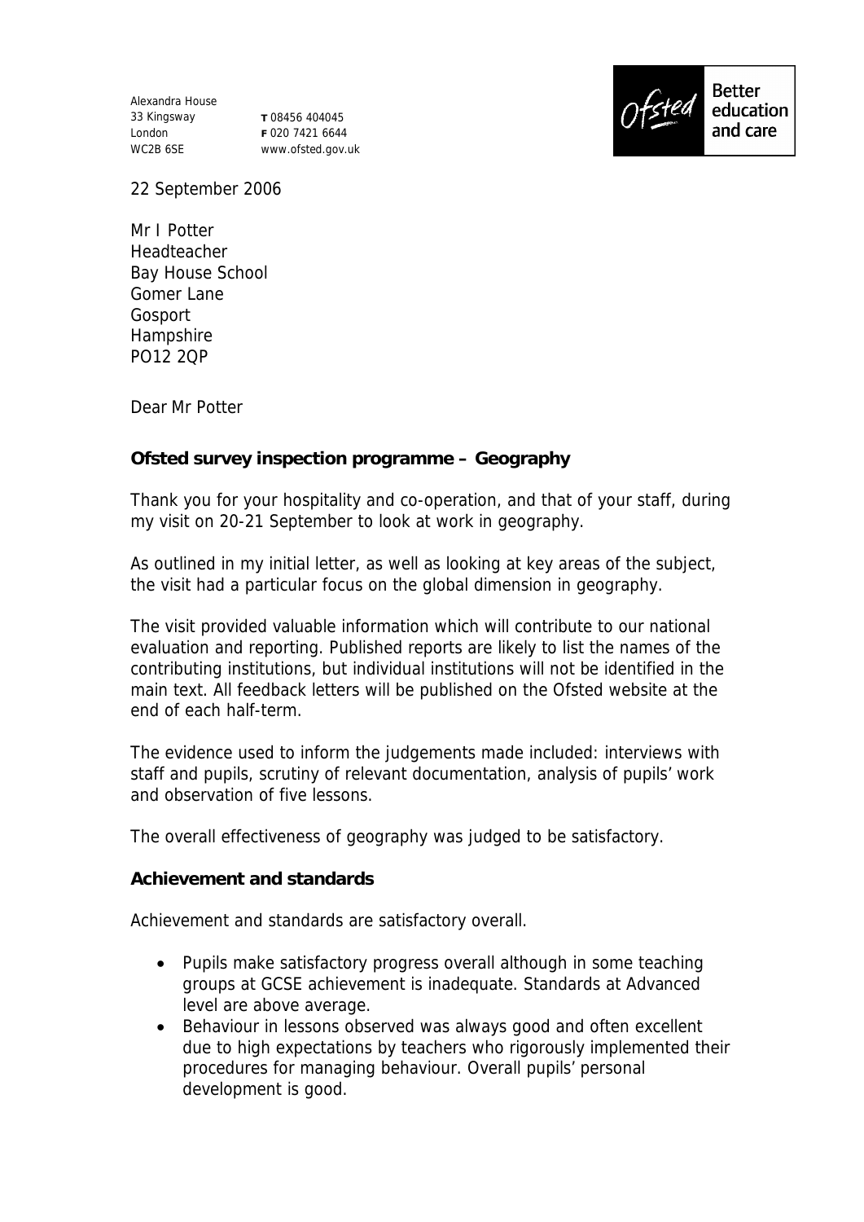Alexandra House
33 Kingsway
London
WC2B 6SE

**T** 08456 404045
**F** 020 7421 6644
www.ofsted.gov.uk

Ofsted Better education and care

22 September 2006

Mr I Potter
Headteacher
Bay House School
Gomer Lane
Gosport
Hampshire
PO12 2QP

Dear Mr Potter

**Ofsted survey inspection programme – Geography**

Thank you for your hospitality and co-operation, and that of your staff, during my visit on 20-21 September to look at work in geography.

As outlined in my initial letter, as well as looking at key areas of the subject, the visit had a particular focus on the global dimension in geography.

The visit provided valuable information which will contribute to our national evaluation and reporting. Published reports are likely to list the names of the contributing institutions, but individual institutions will not be identified in the main text. All feedback letters will be published on the Ofsted website at the end of each half-term.

The evidence used to inform the judgements made included: interviews with staff and pupils, scrutiny of relevant documentation, analysis of pupils' work and observation of five lessons.

The overall effectiveness of geography was judged to be satisfactory.

**Achievement and standards**

Achievement and standards are satisfactory overall.

- Pupils make satisfactory progress overall although in some teaching groups at GCSE achievement is inadequate. Standards at Advanced level are above average.
- Behaviour in lessons observed was always good and often excellent due to high expectations by teachers who rigorously implemented their procedures for managing behaviour. Overall pupils' personal development is good.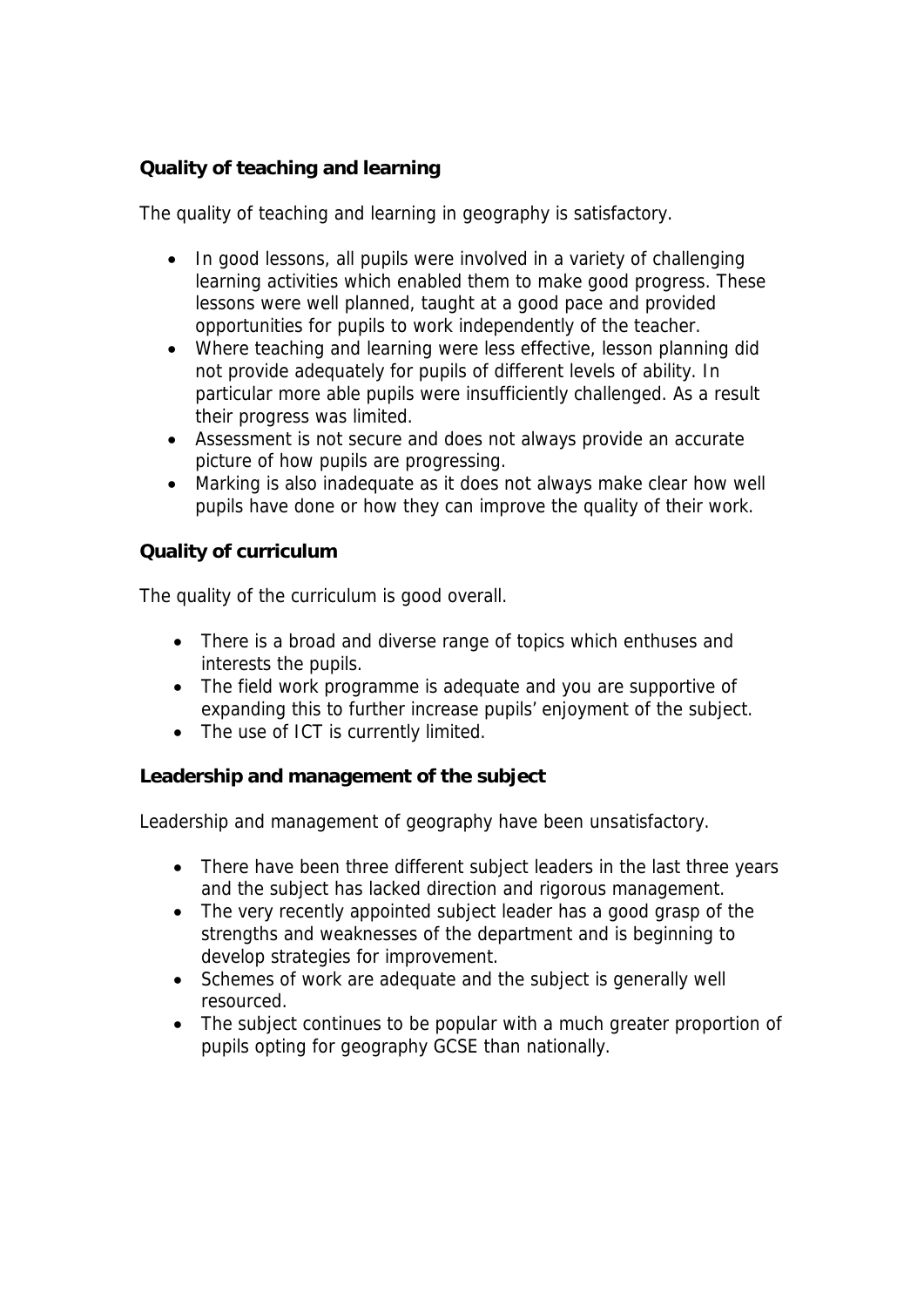### Quality of teaching and learning

The quality of teaching and learning in geography is satisfactory.

- In good lessons, all pupils were involved in a variety of challenging learning activities which enabled them to make good progress. These lessons were well planned, taught at a good pace and provided opportunities for pupils to work independently of the teacher.
- Where teaching and learning were less effective, lesson planning did not provide adequately for pupils of different levels of ability. In particular more able pupils were insufficiently challenged. As a result their progress was limited.
- Assessment is not secure and does not always provide an accurate picture of how pupils are progressing.
- Marking is also inadequate as it does not always make clear how well pupils have done or how they can improve the quality of their work.

### Quality of curriculum

The quality of the curriculum is good overall.

- There is a broad and diverse range of topics which enthuses and interests the pupils.
- The field work programme is adequate and you are supportive of expanding this to further increase pupils' enjoyment of the subject.
- The use of ICT is currently limited.

### Leadership and management of the subject

Leadership and management of geography have been unsatisfactory.

- There have been three different subject leaders in the last three years and the subject has lacked direction and rigorous management.
- The very recently appointed subject leader has a good grasp of the strengths and weaknesses of the department and is beginning to develop strategies for improvement.
- Schemes of work are adequate and the subject is generally well resourced.
- The subject continues to be popular with a much greater proportion of pupils opting for geography GCSE than nationally.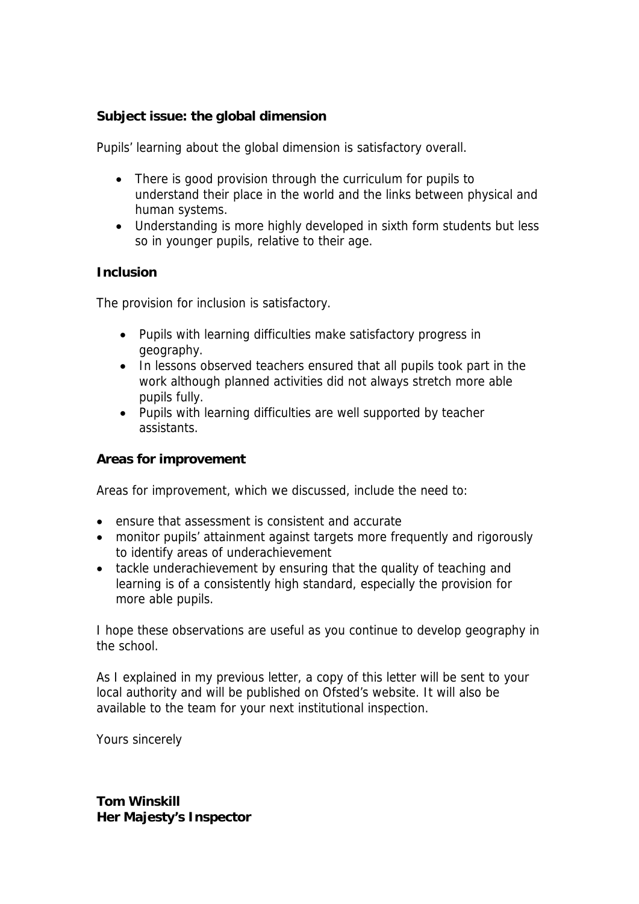**Subject issue: the global dimension**

Pupils' learning about the global dimension is satisfactory overall.

- There is good provision through the curriculum for pupils to understand their place in the world and the links between physical and human systems.
- Understanding is more highly developed in sixth form students but less so in younger pupils, relative to their age.

**Inclusion**

The provision for inclusion is satisfactory.

- Pupils with learning difficulties make satisfactory progress in geography.
- In lessons observed teachers ensured that all pupils took part in the work although planned activities did not always stretch more able pupils fully.
- Pupils with learning difficulties are well supported by teacher assistants.

**Areas for improvement**

Areas for improvement, which we discussed, include the need to:

- ensure that assessment is consistent and accurate
- monitor pupils' attainment against targets more frequently and rigorously to identify areas of underachievement
- tackle underachievement by ensuring that the quality of teaching and learning is of a consistently high standard, especially the provision for more able pupils.

I hope these observations are useful as you continue to develop geography in the school.

As I explained in my previous letter, a copy of this letter will be sent to your local authority and will be published on Ofsted's website. It will also be available to the team for your next institutional inspection.

Yours sincerely

**Tom Winskill**
**Her Majesty's Inspector**